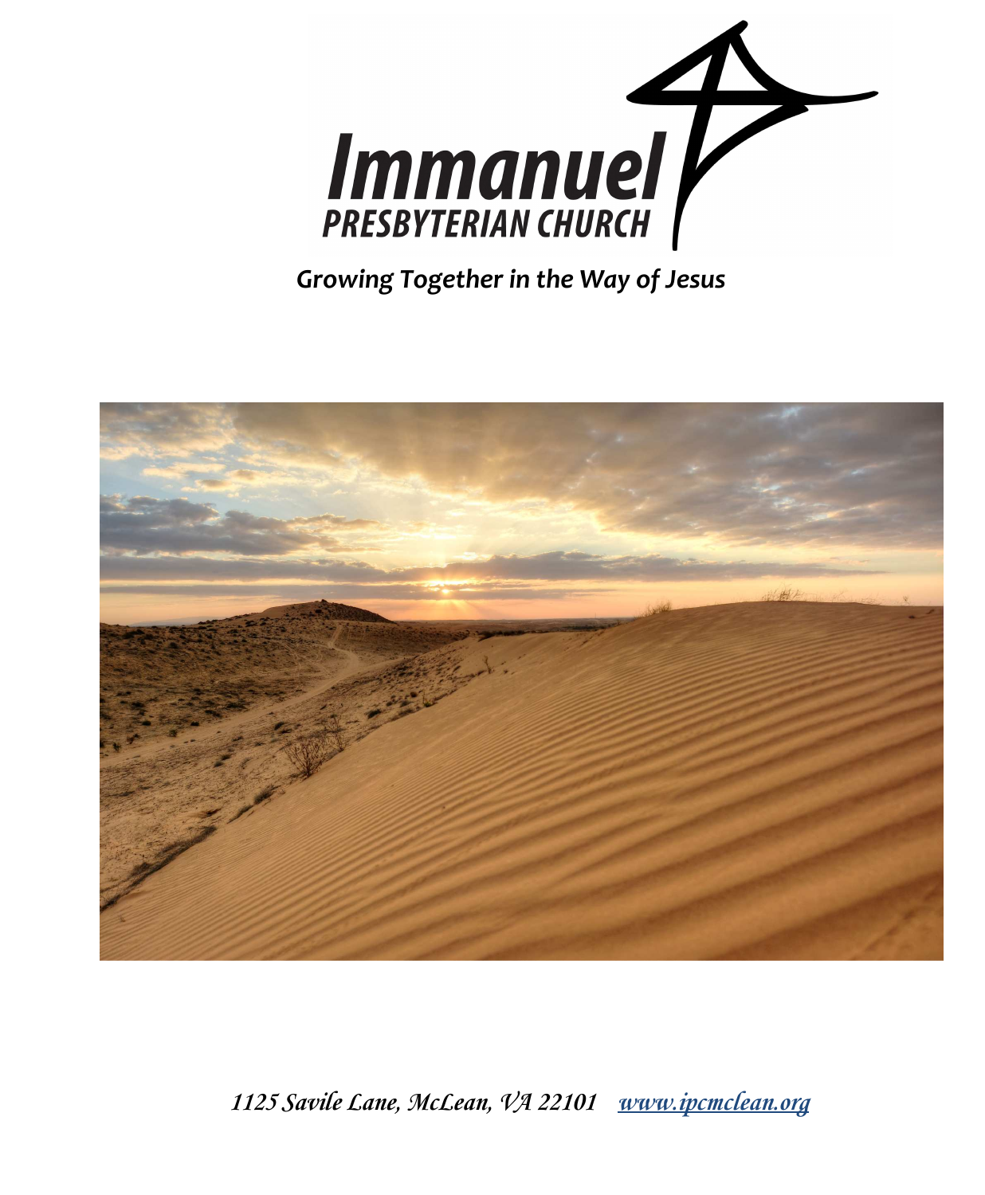# Immanuel PRESBYTERIAN CHURCH

*Growing Together in the Way of Jesus*

*1125 Savile Lane, McLean, VA 22101 [www.ipcmclean.org](http://www.ipcmclean.org)*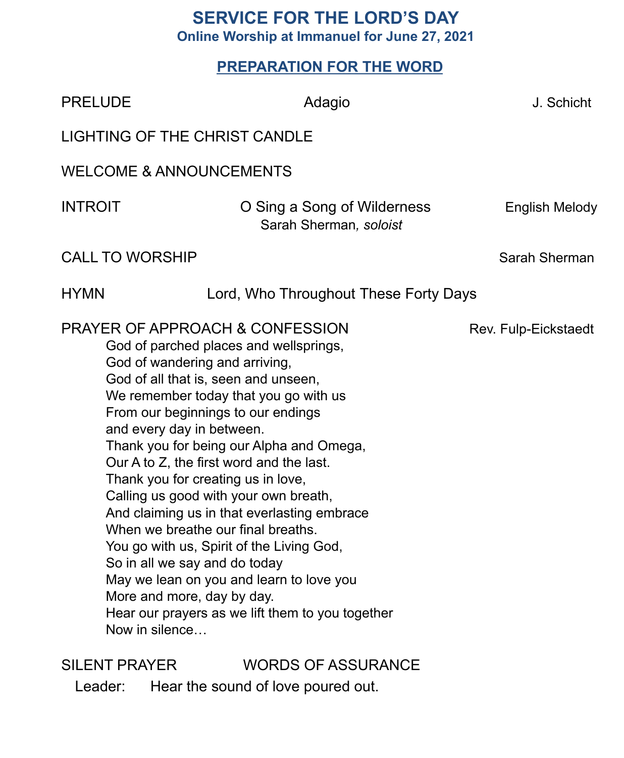# SERVICE FOR THE LORD'S DAY

**Online Worship at Immanuel for June 27, 2021**

## PREPARATION FOR THE WORD

PRELUDE — Adagio — J. Schicht

LIGHTING OF THE CHRIST CANDLE

WELCOME & ANNOUNCEMENTS

INTROIT — O Sing a Song of Wilderness — English Melody
Sarah Sherman, *soloist*

CALL TO WORSHIP — Sarah Sherman

HYMN — Lord, Who Throughout These Forty Days

PRAYER OF APPROACH & CONFESSION — Rev. Fulp-Eickstaedt

God of parched places and wellsprings,
God of wandering and arriving,
God of all that is, seen and unseen,
We remember today that you go with us
From our beginnings to our endings
and every day in between.
Thank you for being our Alpha and Omega,
Our A to Z, the first word and the last.
Thank you for creating us in love,
Calling us good with your own breath,
And claiming us in that everlasting embrace
When we breathe our final breaths.
You go with us, Spirit of the Living God,
So in all we say and do today
May we lean on you and learn to love you
More and more, day by day.
Hear our prayers as we lift them to you together
Now in silence…

SILENT PRAYER

WORDS OF ASSURANCE

Leader: Hear the sound of love poured out.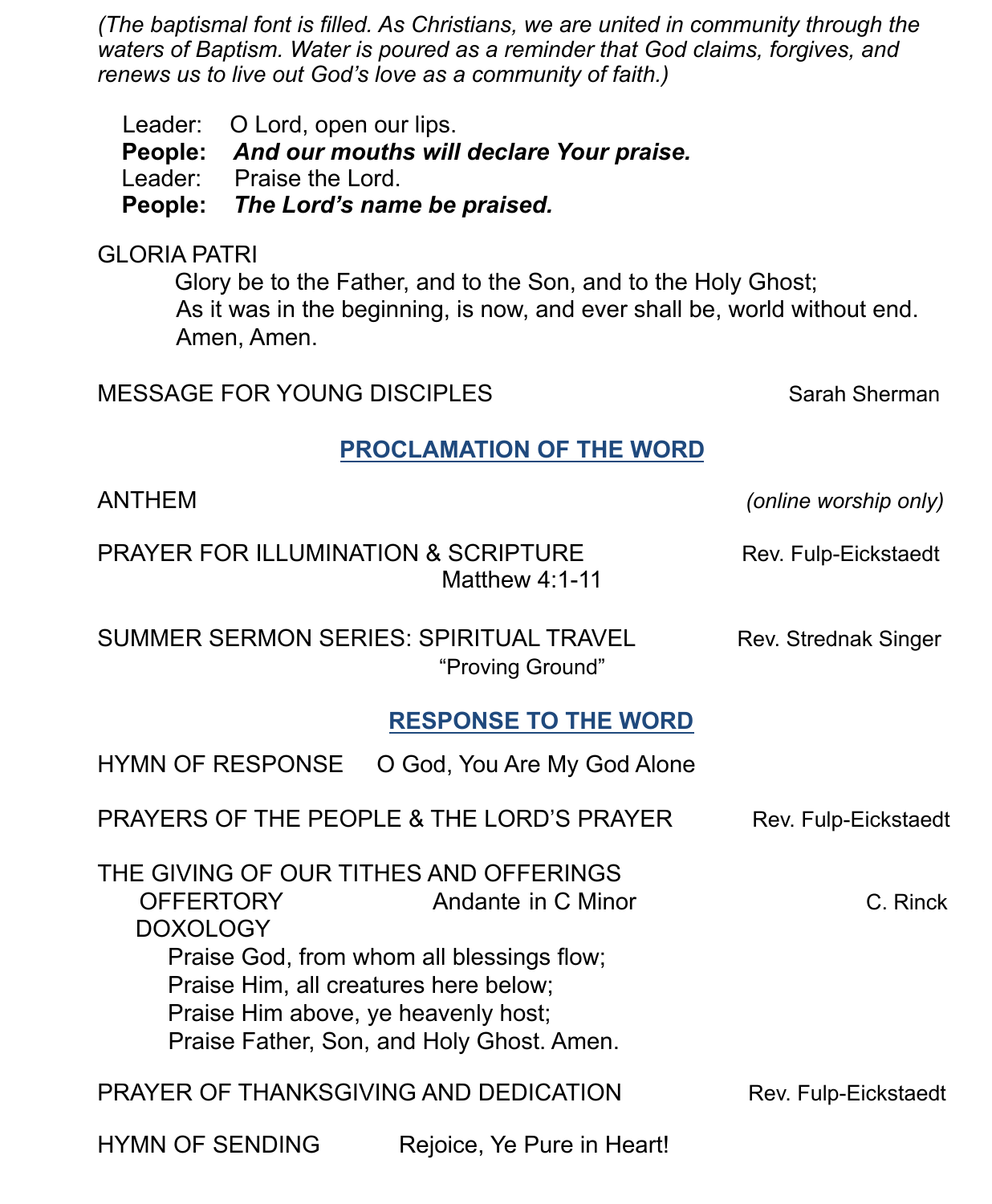*(The baptismal font is filled. As Christians, we are united in community through the waters of Baptism. Water is poured as a reminder that God claims, forgives, and renews us to live out God's love as a community of faith.)*

Leader: O Lord, open our lips.
**People:** ***And our mouths will declare Your praise.***
Leader: Praise the Lord.
**People:** ***The Lord's name be praised.***

GLORIA PATRI

Glory be to the Father, and to the Son, and to the Holy Ghost;
As it was in the beginning, is now, and ever shall be, world without end.
Amen, Amen.

MESSAGE FOR YOUNG DISCIPLES — Sarah Sherman

## PROCLAMATION OF THE WORD

ANTHEM — *(online worship only)*

PRAYER FOR ILLUMINATION & SCRIPTURE — Rev. Fulp-Eickstaedt
Matthew 4:1-11

SUMMER SERMON SERIES: SPIRITUAL TRAVEL — Rev. Strednak Singer
"Proving Ground"

## RESPONSE TO THE WORD

HYMN OF RESPONSE — O God, You Are My God Alone

PRAYERS OF THE PEOPLE & THE LORD'S PRAYER — Rev. Fulp-Eickstaedt

THE GIVING OF OUR TITHES AND OFFERINGS

OFFERTORY — Andante in C Minor — C. Rinck

DOXOLOGY

Praise God, from whom all blessings flow;
Praise Him, all creatures here below;
Praise Him above, ye heavenly host;
Praise Father, Son, and Holy Ghost. Amen.

PRAYER OF THANKSGIVING AND DEDICATION — Rev. Fulp-Eickstaedt

HYMN OF SENDING — Rejoice, Ye Pure in Heart!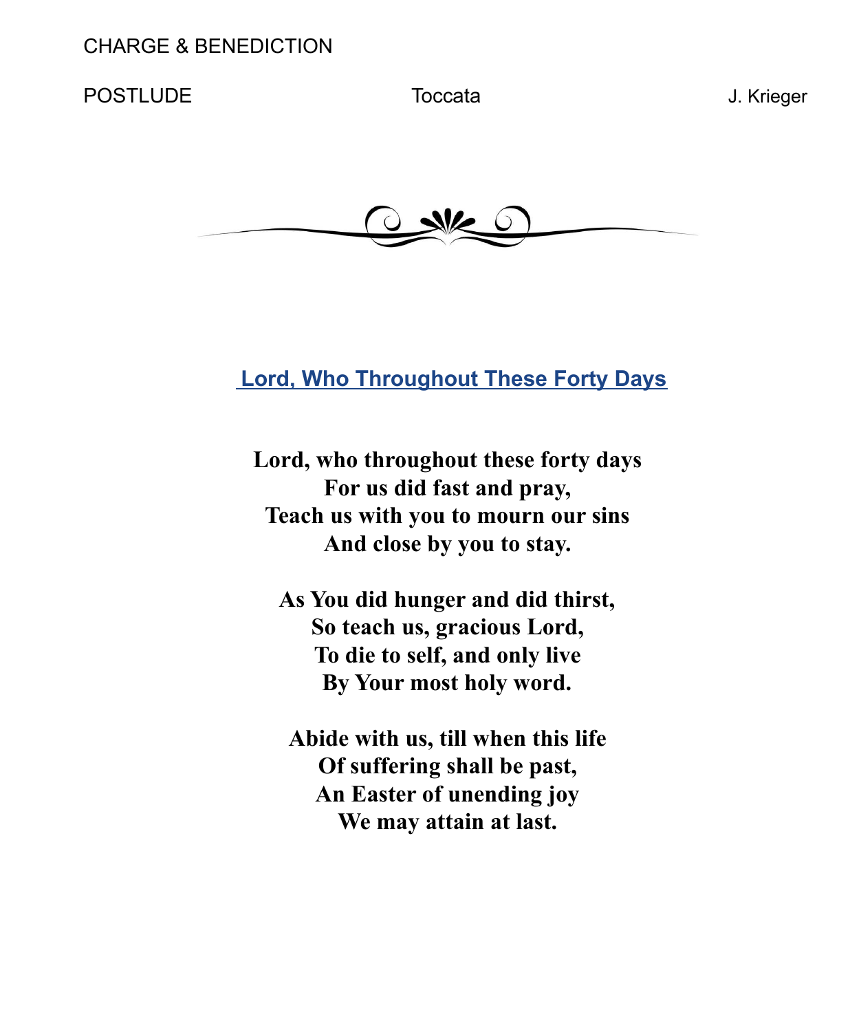CHARGE & BENEDICTION

POSTLUDE | Toccata | J. Krieger

## Lord, Who Throughout These Forty Days

**Lord, who throughout these forty days**
**For us did fast and pray,**
**Teach us with you to mourn our sins**
**And close by you to stay.**

**As You did hunger and did thirst,**
**So teach us, gracious Lord,**
**To die to self, and only live**
**By Your most holy word.**

**Abide with us, till when this life**
**Of suffering shall be past,**
**An Easter of unending joy**
**We may attain at last.**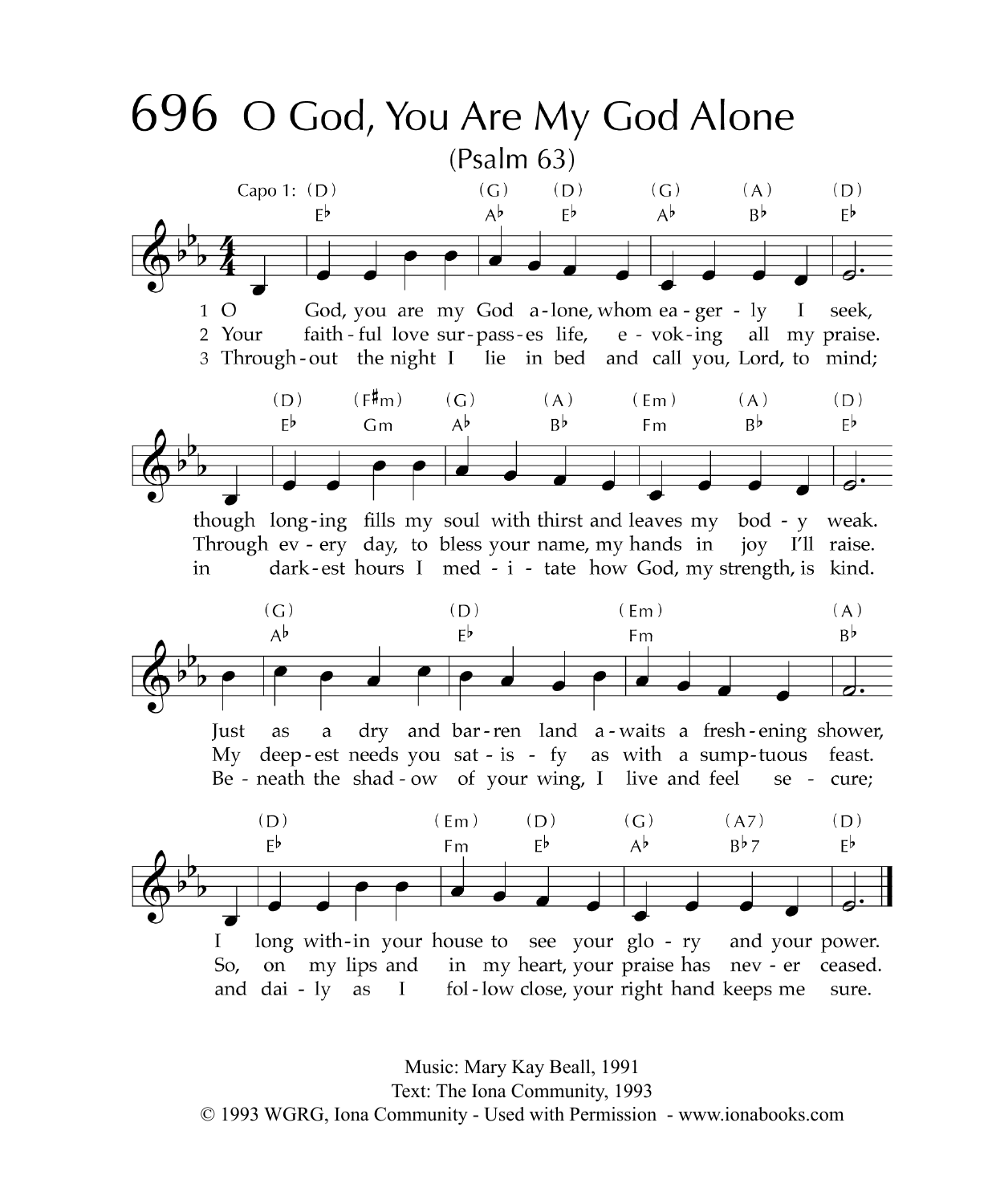# 696 O God, You Are My God Alone

(Psalm 63)

1 O God, you are my God alone, whom eagerly I seek,
though longing fills my soul with thirst and leaves my body weak.
Just as a dry and barren land awaits a freshening shower,
I long within your house to see your glory and your power.

2 Your faithful love surpasses life, evoking all my praise.
Through every day, to bless your name, my hands in joy I'll raise.
My deepest needs you satisfy as with a sumptuous feast.
So, on my lips and in my heart, your praise has never ceased.

3 Throughout the night I lie in bed and call you, Lord, to mind;
in darkest hours I meditate how God, my strength, is kind.
Beneath the shadow of your wing, I live and feel secure;
and daily as I follow close, your right hand keeps me sure.

Music: Mary Kay Beall, 1991
Text: The Iona Community, 1993
© 1993 WGRG, Iona Community - Used with Permission - www.ionabooks.com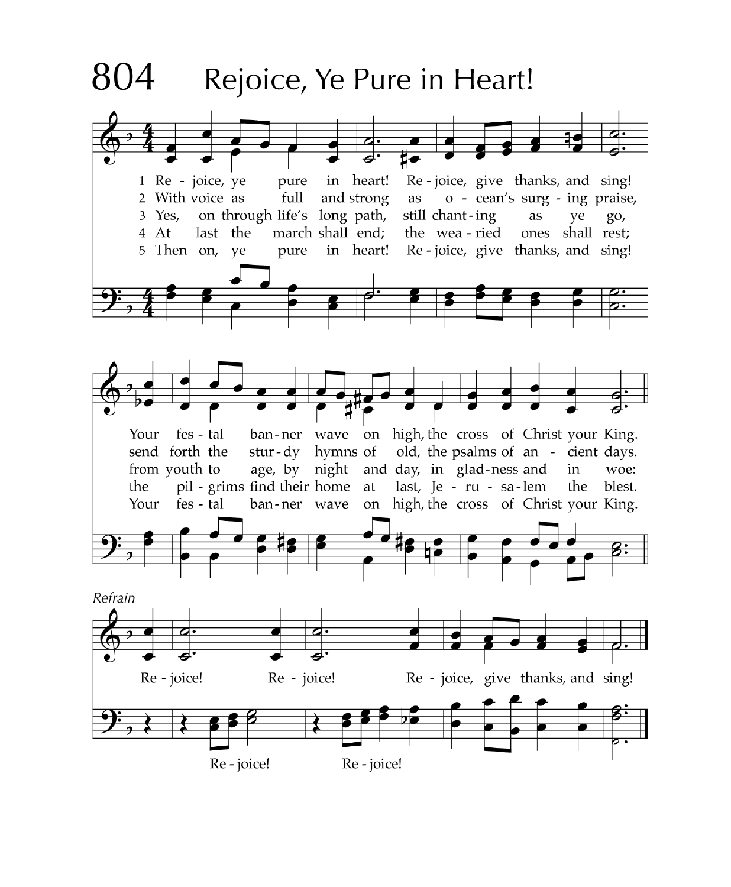# 804 Rejoice, Ye Pure in Heart!

1 Rejoice, ye pure in heart! Rejoice, give thanks, and sing!
Your festal banner wave on high, the cross of Christ your King.

2 With voice as full and strong as ocean's surging praise,
send forth the sturdy hymns of old, the psalms of ancient days.

3 Yes, on through life's long path, still chanting as ye go,
from youth to age, by night and day, in gladness and in woe:

4 At last the march shall end; the wearied ones shall rest;
the pilgrims find their home at last, Jerusalem the blest.

5 Then on, ye pure in heart! Rejoice, give thanks, and sing!
Your festal banner wave on high, the cross of Christ your King.

*Refrain*

Rejoice! (Rejoice!) Rejoice! (Rejoice!) Rejoice, give thanks, and sing!